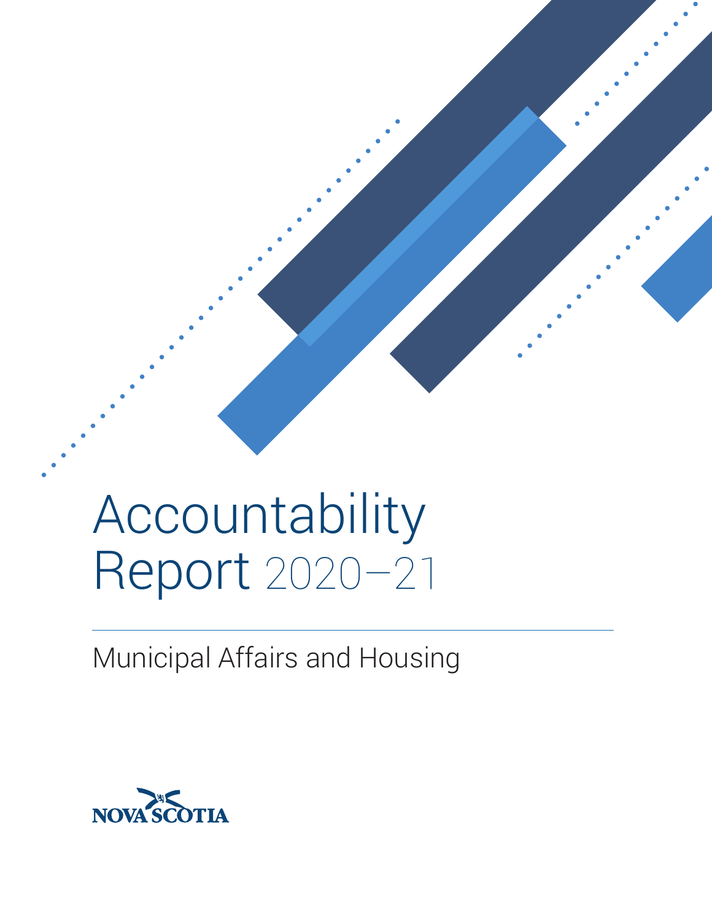# Accountability Report 2020–21

## Municipal Affairs and Housing

NOVA SCOTIA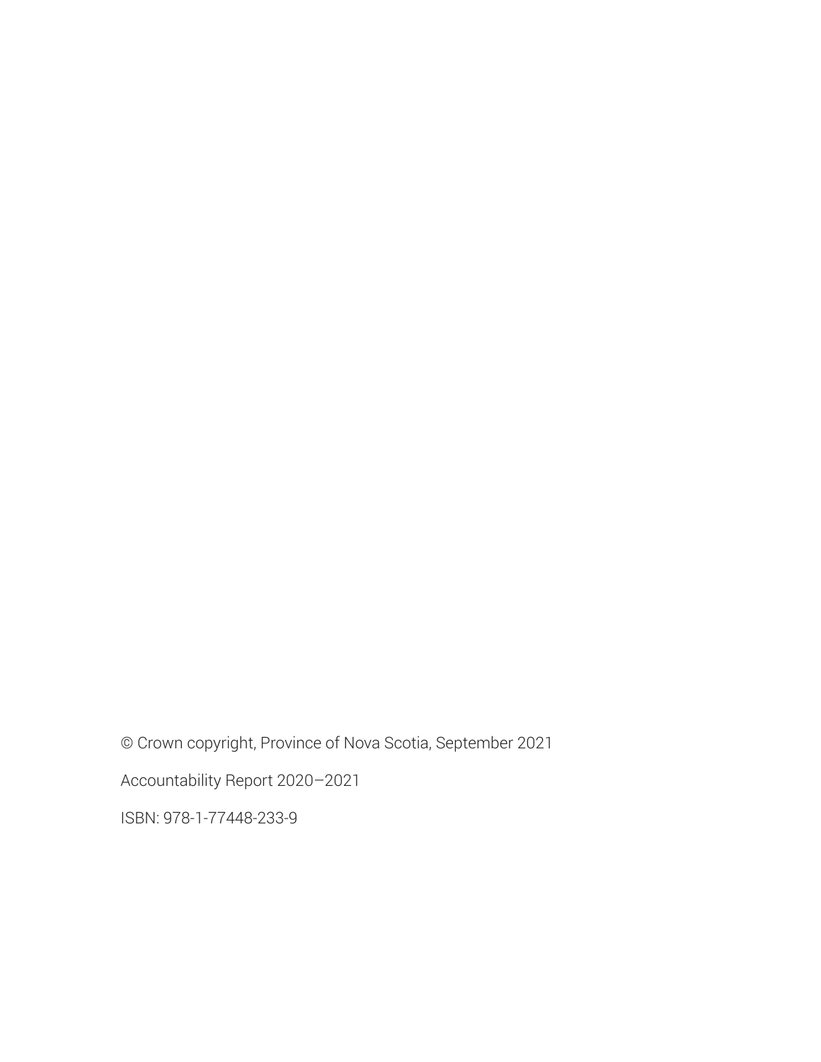© Crown copyright, Province of Nova Scotia, September 2021

Accountability Report 2020–2021

ISBN: 978-1-77448-233-9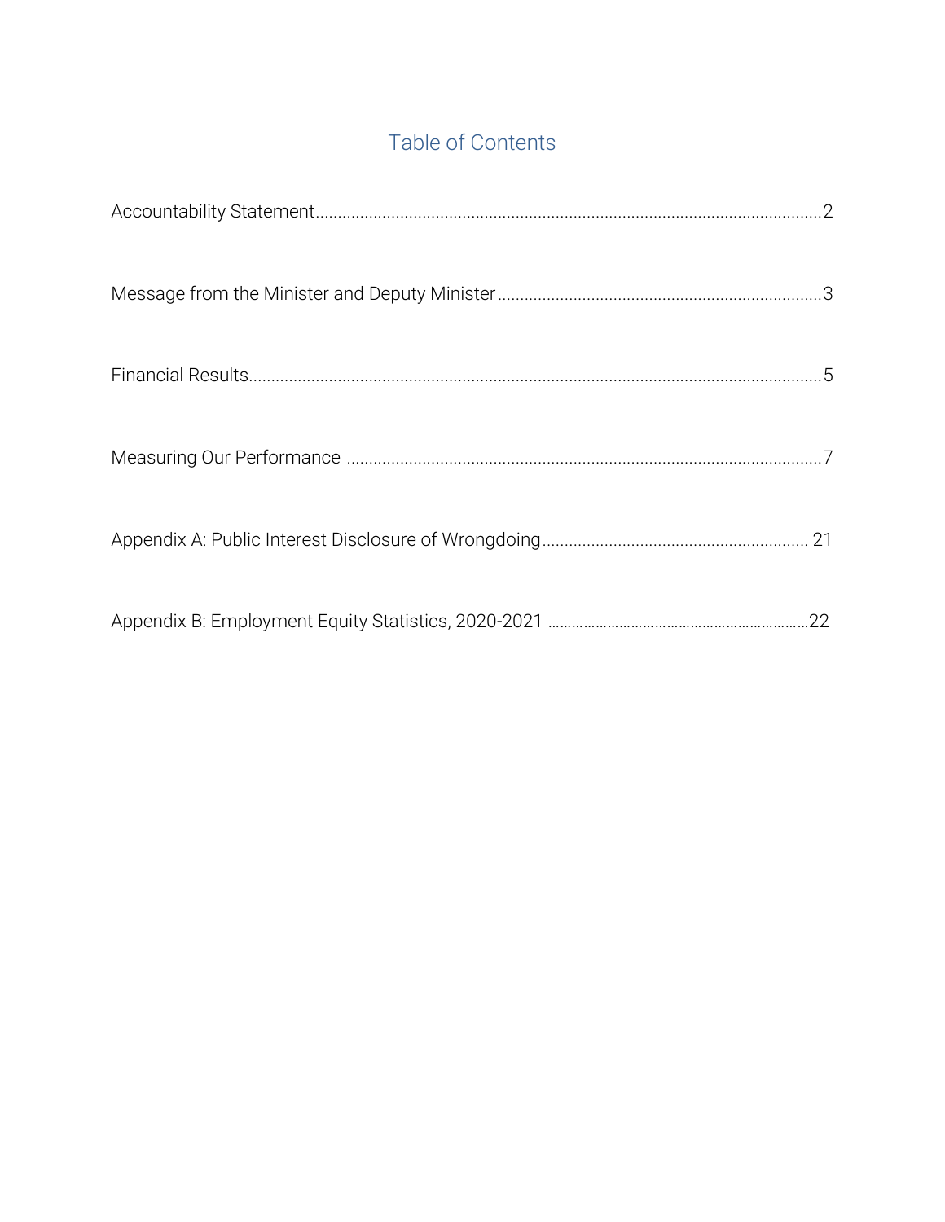# Table of Contents

Accountability Statement....................................................................................................................2

Message from the Minister and Deputy Minister.........................................................................3

Financial Results.................................................................................................................................5

Measuring Our Performance ...........................................................................................................7

Appendix A: Public Interest Disclosure of Wrongdoing............................................................ 21

Appendix B: Employment Equity Statistics, 2020-2021 ..................................................................22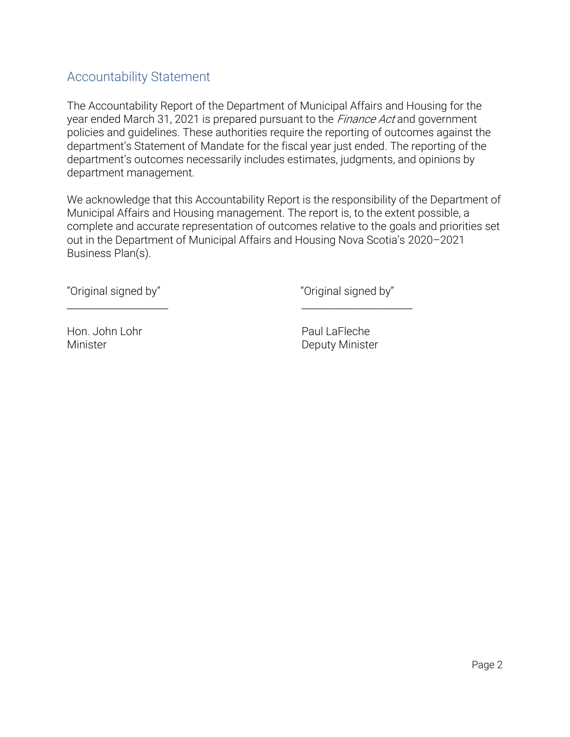## Accountability Statement

The Accountability Report of the Department of Municipal Affairs and Housing for the year ended March 31, 2021 is prepared pursuant to the *Finance Act* and government policies and guidelines. These authorities require the reporting of outcomes against the department's Statement of Mandate for the fiscal year just ended. The reporting of the department's outcomes necessarily includes estimates, judgments, and opinions by department management.

We acknowledge that this Accountability Report is the responsibility of the Department of Municipal Affairs and Housing management. The report is, to the extent possible, a complete and accurate representation of outcomes relative to the goals and priorities set out in the Department of Municipal Affairs and Housing Nova Scotia's 2020–2021 Business Plan(s).

"Original signed by"
\_\_\_\_\_\_\_\_\_\_\_\_\_\_\_\_\_\_

Hon. John Lohr
Minister

"Original signed by"
\_\_\_\_\_\_\_\_\_\_\_\_\_\_\_\_\_\_\_\_

Paul LaFleche
Deputy Minister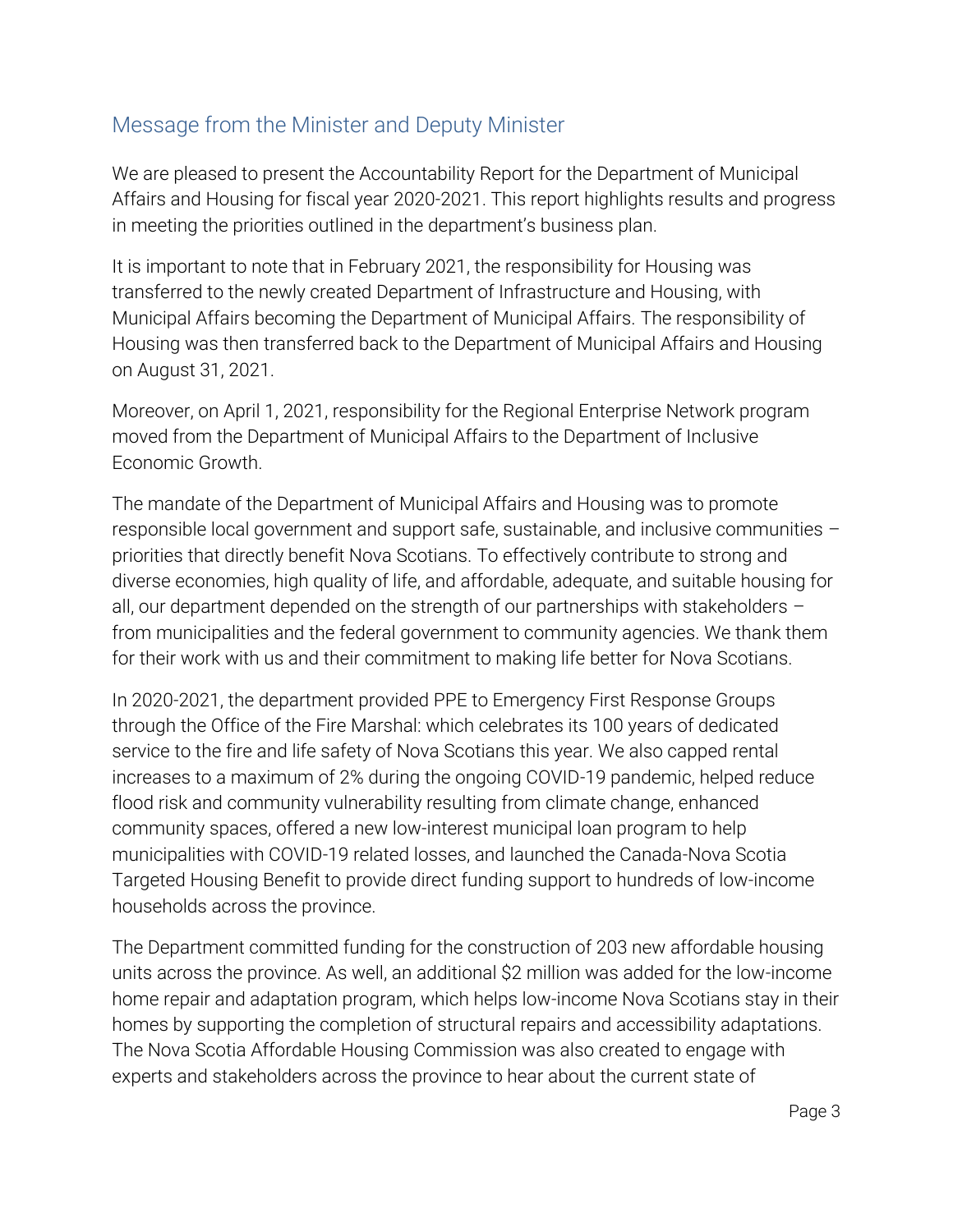## Message from the Minister and Deputy Minister

We are pleased to present the Accountability Report for the Department of Municipal Affairs and Housing for fiscal year 2020-2021. This report highlights results and progress in meeting the priorities outlined in the department's business plan.

It is important to note that in February 2021, the responsibility for Housing was transferred to the newly created Department of Infrastructure and Housing, with Municipal Affairs becoming the Department of Municipal Affairs. The responsibility of Housing was then transferred back to the Department of Municipal Affairs and Housing on August 31, 2021.

Moreover, on April 1, 2021, responsibility for the Regional Enterprise Network program moved from the Department of Municipal Affairs to the Department of Inclusive Economic Growth.

The mandate of the Department of Municipal Affairs and Housing was to promote responsible local government and support safe, sustainable, and inclusive communities – priorities that directly benefit Nova Scotians. To effectively contribute to strong and diverse economies, high quality of life, and affordable, adequate, and suitable housing for all, our department depended on the strength of our partnerships with stakeholders – from municipalities and the federal government to community agencies. We thank them for their work with us and their commitment to making life better for Nova Scotians.

In 2020-2021, the department provided PPE to Emergency First Response Groups through the Office of the Fire Marshal: which celebrates its 100 years of dedicated service to the fire and life safety of Nova Scotians this year. We also capped rental increases to a maximum of 2% during the ongoing COVID-19 pandemic, helped reduce flood risk and community vulnerability resulting from climate change, enhanced community spaces, offered a new low-interest municipal loan program to help municipalities with COVID-19 related losses, and launched the Canada-Nova Scotia Targeted Housing Benefit to provide direct funding support to hundreds of low-income households across the province.

The Department committed funding for the construction of 203 new affordable housing units across the province. As well, an additional $2 million was added for the low-income home repair and adaptation program, which helps low-income Nova Scotians stay in their homes by supporting the completion of structural repairs and accessibility adaptations. The Nova Scotia Affordable Housing Commission was also created to engage with experts and stakeholders across the province to hear about the current state of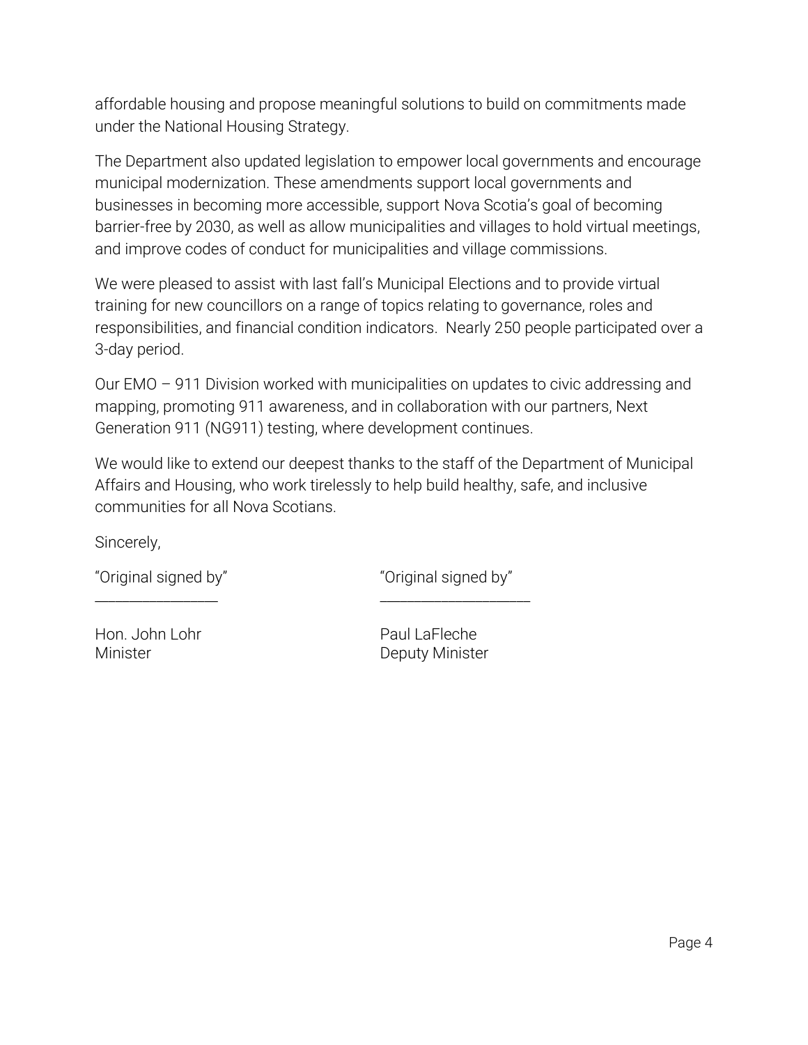affordable housing and propose meaningful solutions to build on commitments made under the National Housing Strategy.

The Department also updated legislation to empower local governments and encourage municipal modernization. These amendments support local governments and businesses in becoming more accessible, support Nova Scotia's goal of becoming barrier-free by 2030, as well as allow municipalities and villages to hold virtual meetings, and improve codes of conduct for municipalities and village commissions.

We were pleased to assist with last fall's Municipal Elections and to provide virtual training for new councillors on a range of topics relating to governance, roles and responsibilities, and financial condition indicators. Nearly 250 people participated over a 3-day period.

Our EMO – 911 Division worked with municipalities on updates to civic addressing and mapping, promoting 911 awareness, and in collaboration with our partners, Next Generation 911 (NG911) testing, where development continues.

We would like to extend our deepest thanks to the staff of the Department of Municipal Affairs and Housing, who work tirelessly to help build healthy, safe, and inclusive communities for all Nova Scotians.

Sincerely,

| "Original signed by" | "Original signed by" |
| --- | --- |
| \_\_\_\_\_\_\_\_\_\_\_\_\_\_\_\_ | \_\_\_\_\_\_\_\_\_\_\_\_\_\_\_\_\_\_\_\_ |
| Hon. John Lohr<br>Minister | Paul LaFleche<br>Deputy Minister |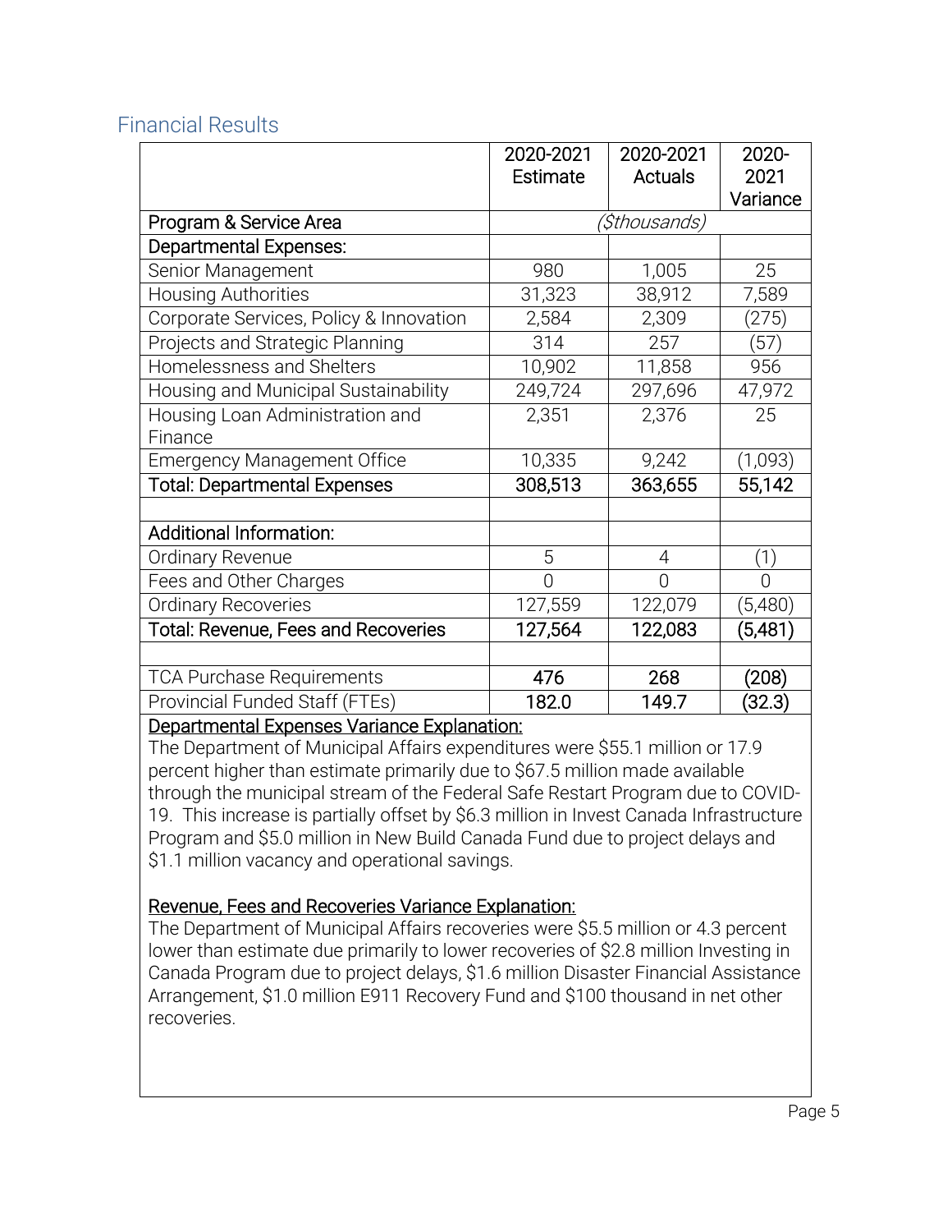## Financial Results

| | 2020-2021 Estimate | 2020-2021 Actuals | 2020-2021 Variance |
|---|---|---|---|
| **Program & Service Area** | | *($thousands)* | |
| **Departmental Expenses:** | | | |
| Senior Management | 980 | 1,005 | 25 |
| Housing Authorities | 31,323 | 38,912 | 7,589 |
| Corporate Services, Policy & Innovation | 2,584 | 2,309 | (275) |
| Projects and Strategic Planning | 314 | 257 | (57) |
| Homelessness and Shelters | 10,902 | 11,858 | 956 |
| Housing and Municipal Sustainability | 249,724 | 297,696 | 47,972 |
| Housing Loan Administration and Finance | 2,351 | 2,376 | 25 |
| Emergency Management Office | 10,335 | 9,242 | (1,093) |
| **Total: Departmental Expenses** | **308,513** | **363,655** | **55,142** |
| | | | |
| **Additional Information:** | | | |
| Ordinary Revenue | 5 | 4 | (1) |
| Fees and Other Charges | 0 | 0 | 0 |
| Ordinary Recoveries | 127,559 | 122,079 | (5,480) |
| **Total: Revenue, Fees and Recoveries** | **127,564** | **122,083** | **(5,481)** |
| | | | |
| TCA Purchase Requirements | **476** | **268** | **(208)** |
| Provincial Funded Staff (FTEs) | **182.0** | **149.7** | **(32.3)** |

**Departmental Expenses Variance Explanation:**

The Department of Municipal Affairs expenditures were $55.1 million or 17.9 percent higher than estimate primarily due to $67.5 million made available through the municipal stream of the Federal Safe Restart Program due to COVID-19. This increase is partially offset by $6.3 million in Invest Canada Infrastructure Program and $5.0 million in New Build Canada Fund due to project delays and $1.1 million vacancy and operational savings.

**Revenue, Fees and Recoveries Variance Explanation:**

The Department of Municipal Affairs recoveries were $5.5 million or 4.3 percent lower than estimate due primarily to lower recoveries of $2.8 million Investing in Canada Program due to project delays, $1.6 million Disaster Financial Assistance Arrangement, $1.0 million E911 Recovery Fund and $100 thousand in net other recoveries.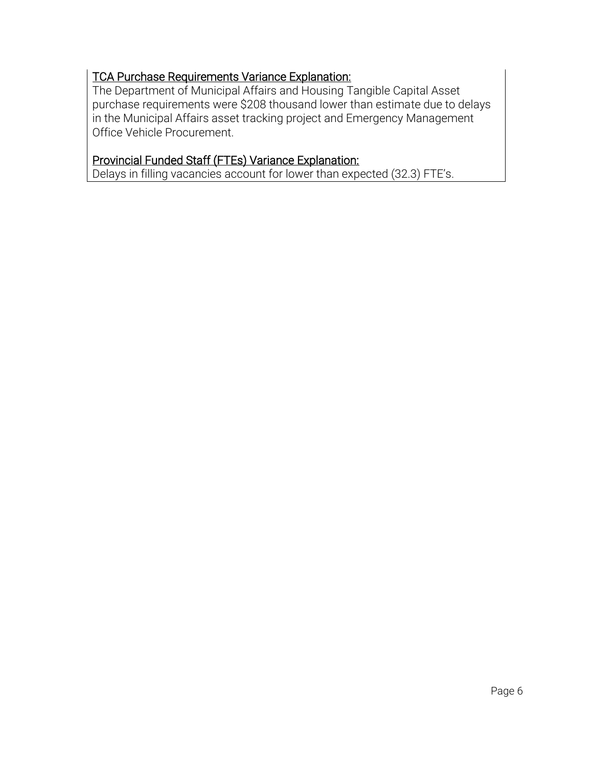<u>TCA Purchase Requirements Variance Explanation:</u>

The Department of Municipal Affairs and Housing Tangible Capital Asset purchase requirements were $208 thousand lower than estimate due to delays in the Municipal Affairs asset tracking project and Emergency Management Office Vehicle Procurement.

<u>Provincial Funded Staff (FTEs) Variance Explanation:</u>

Delays in filling vacancies account for lower than expected (32.3) FTE's.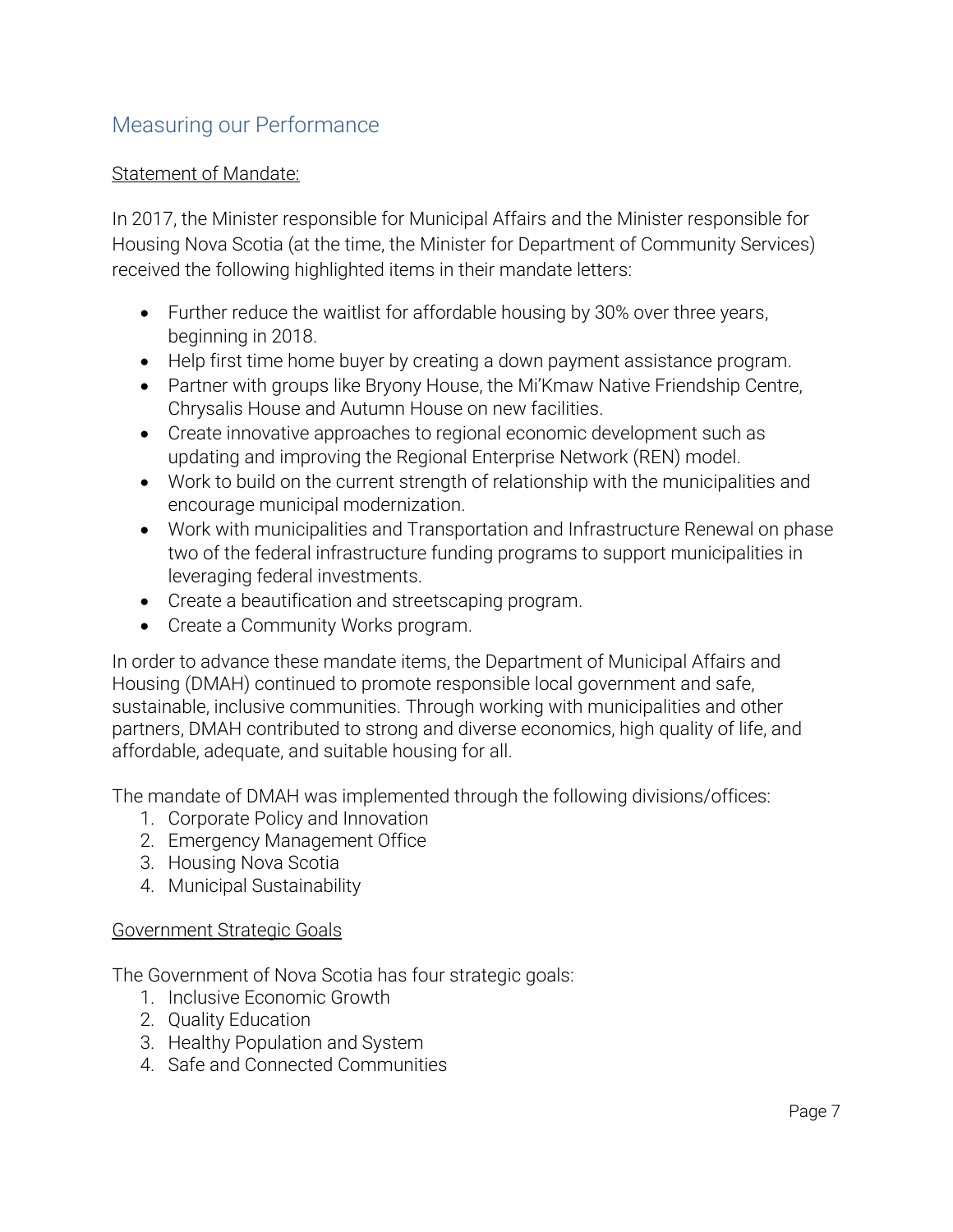## Measuring our Performance

Statement of Mandate:

In 2017, the Minister responsible for Municipal Affairs and the Minister responsible for Housing Nova Scotia (at the time, the Minister for Department of Community Services) received the following highlighted items in their mandate letters:

- Further reduce the waitlist for affordable housing by 30% over three years, beginning in 2018.
- Help first time home buyer by creating a down payment assistance program.
- Partner with groups like Bryony House, the Mi'Kmaw Native Friendship Centre, Chrysalis House and Autumn House on new facilities.
- Create innovative approaches to regional economic development such as updating and improving the Regional Enterprise Network (REN) model.
- Work to build on the current strength of relationship with the municipalities and encourage municipal modernization.
- Work with municipalities and Transportation and Infrastructure Renewal on phase two of the federal infrastructure funding programs to support municipalities in leveraging federal investments.
- Create a beautification and streetscaping program.
- Create a Community Works program.

In order to advance these mandate items, the Department of Municipal Affairs and Housing (DMAH) continued to promote responsible local government and safe, sustainable, inclusive communities. Through working with municipalities and other partners, DMAH contributed to strong and diverse economics, high quality of life, and affordable, adequate, and suitable housing for all.

The mandate of DMAH was implemented through the following divisions/offices:

1. Corporate Policy and Innovation
2. Emergency Management Office
3. Housing Nova Scotia
4. Municipal Sustainability

Government Strategic Goals

The Government of Nova Scotia has four strategic goals:

1. Inclusive Economic Growth
2. Quality Education
3. Healthy Population and System
4. Safe and Connected Communities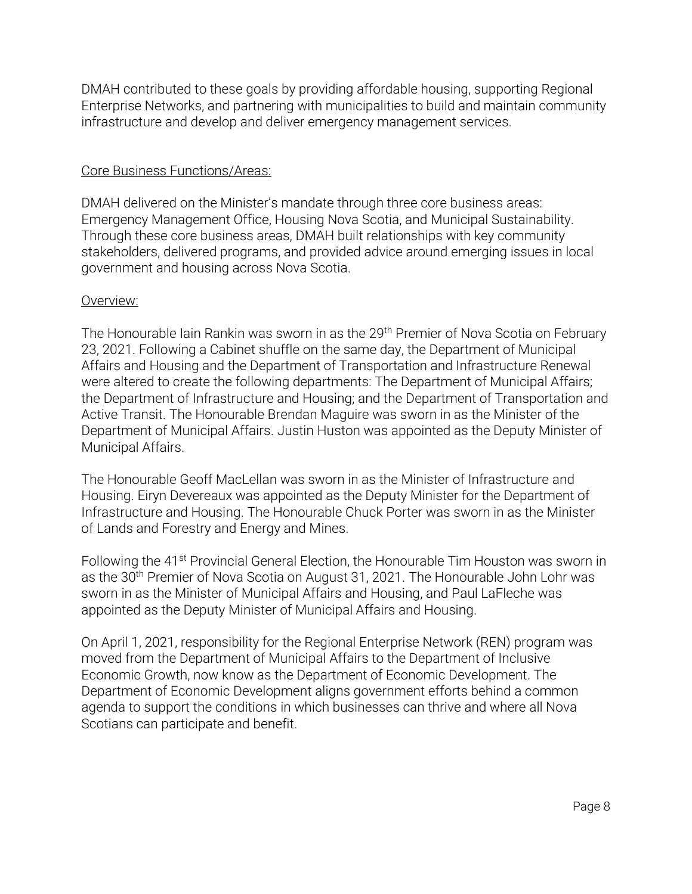DMAH contributed to these goals by providing affordable housing, supporting Regional Enterprise Networks, and partnering with municipalities to build and maintain community infrastructure and develop and deliver emergency management services.

Core Business Functions/Areas:

DMAH delivered on the Minister's mandate through three core business areas: Emergency Management Office, Housing Nova Scotia, and Municipal Sustainability. Through these core business areas, DMAH built relationships with key community stakeholders, delivered programs, and provided advice around emerging issues in local government and housing across Nova Scotia.

Overview:

The Honourable Iain Rankin was sworn in as the 29th Premier of Nova Scotia on February 23, 2021. Following a Cabinet shuffle on the same day, the Department of Municipal Affairs and Housing and the Department of Transportation and Infrastructure Renewal were altered to create the following departments: The Department of Municipal Affairs; the Department of Infrastructure and Housing; and the Department of Transportation and Active Transit. The Honourable Brendan Maguire was sworn in as the Minister of the Department of Municipal Affairs. Justin Huston was appointed as the Deputy Minister of Municipal Affairs.

The Honourable Geoff MacLellan was sworn in as the Minister of Infrastructure and Housing. Eiryn Devereaux was appointed as the Deputy Minister for the Department of Infrastructure and Housing. The Honourable Chuck Porter was sworn in as the Minister of Lands and Forestry and Energy and Mines.

Following the 41st Provincial General Election, the Honourable Tim Houston was sworn in as the 30th Premier of Nova Scotia on August 31, 2021. The Honourable John Lohr was sworn in as the Minister of Municipal Affairs and Housing, and Paul LaFleche was appointed as the Deputy Minister of Municipal Affairs and Housing.

On April 1, 2021, responsibility for the Regional Enterprise Network (REN) program was moved from the Department of Municipal Affairs to the Department of Inclusive Economic Growth, now know as the Department of Economic Development. The Department of Economic Development aligns government efforts behind a common agenda to support the conditions in which businesses can thrive and where all Nova Scotians can participate and benefit.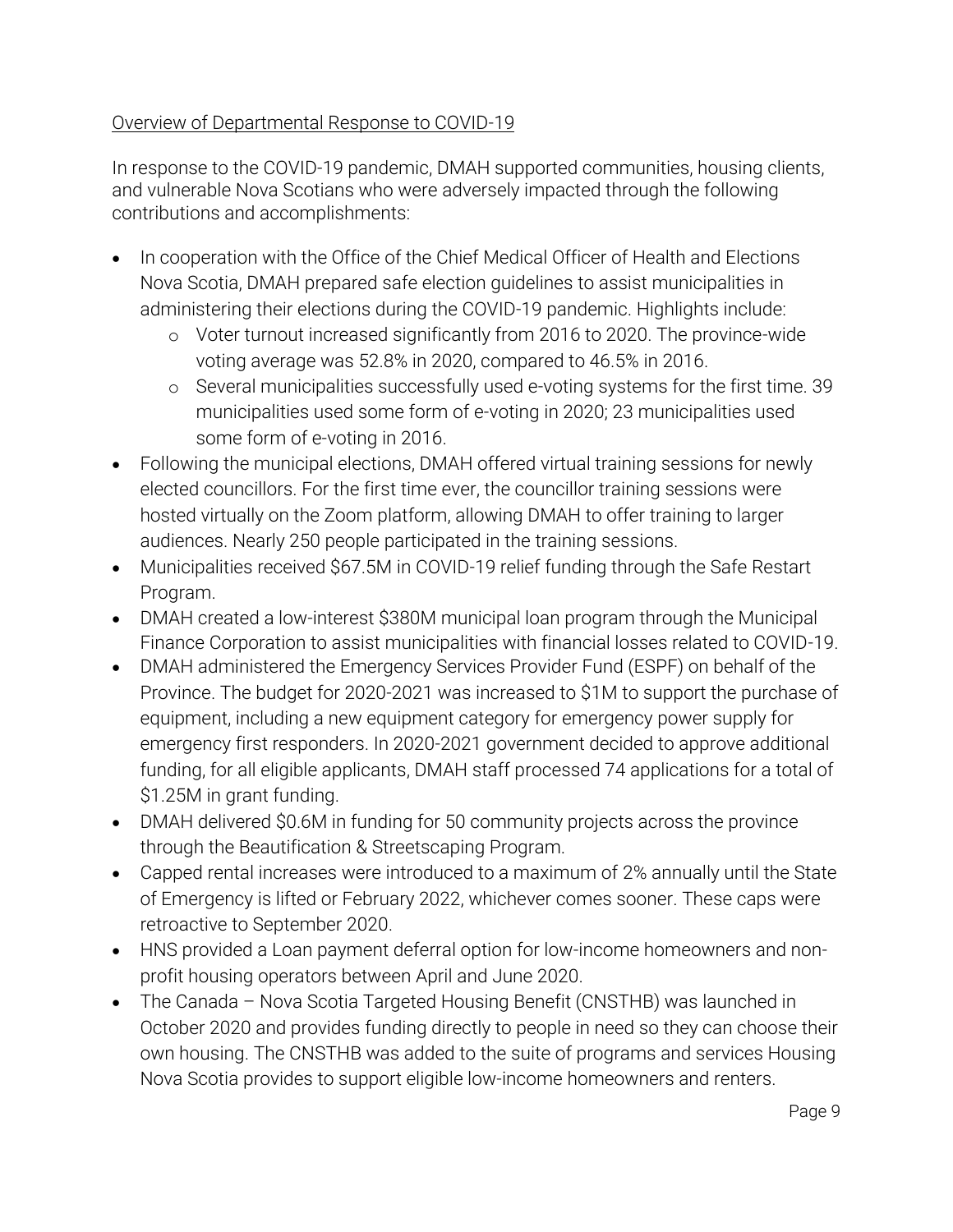Overview of Departmental Response to COVID-19

In response to the COVID-19 pandemic, DMAH supported communities, housing clients, and vulnerable Nova Scotians who were adversely impacted through the following contributions and accomplishments:

- In cooperation with the Office of the Chief Medical Officer of Health and Elections Nova Scotia, DMAH prepared safe election guidelines to assist municipalities in administering their elections during the COVID-19 pandemic. Highlights include:
  - Voter turnout increased significantly from 2016 to 2020. The province-wide voting average was 52.8% in 2020, compared to 46.5% in 2016.
  - Several municipalities successfully used e-voting systems for the first time. 39 municipalities used some form of e-voting in 2020; 23 municipalities used some form of e-voting in 2016.
- Following the municipal elections, DMAH offered virtual training sessions for newly elected councillors. For the first time ever, the councillor training sessions were hosted virtually on the Zoom platform, allowing DMAH to offer training to larger audiences. Nearly 250 people participated in the training sessions.
- Municipalities received $67.5M in COVID-19 relief funding through the Safe Restart Program.
- DMAH created a low-interest $380M municipal loan program through the Municipal Finance Corporation to assist municipalities with financial losses related to COVID-19.
- DMAH administered the Emergency Services Provider Fund (ESPF) on behalf of the Province. The budget for 2020-2021 was increased to $1M to support the purchase of equipment, including a new equipment category for emergency power supply for emergency first responders. In 2020-2021 government decided to approve additional funding, for all eligible applicants, DMAH staff processed 74 applications for a total of $1.25M in grant funding.
- DMAH delivered $0.6M in funding for 50 community projects across the province through the Beautification & Streetscaping Program.
- Capped rental increases were introduced to a maximum of 2% annually until the State of Emergency is lifted or February 2022, whichever comes sooner. These caps were retroactive to September 2020.
- HNS provided a Loan payment deferral option for low-income homeowners and non-profit housing operators between April and June 2020.
- The Canada – Nova Scotia Targeted Housing Benefit (CNSTHB) was launched in October 2020 and provides funding directly to people in need so they can choose their own housing. The CNSTHB was added to the suite of programs and services Housing Nova Scotia provides to support eligible low-income homeowners and renters.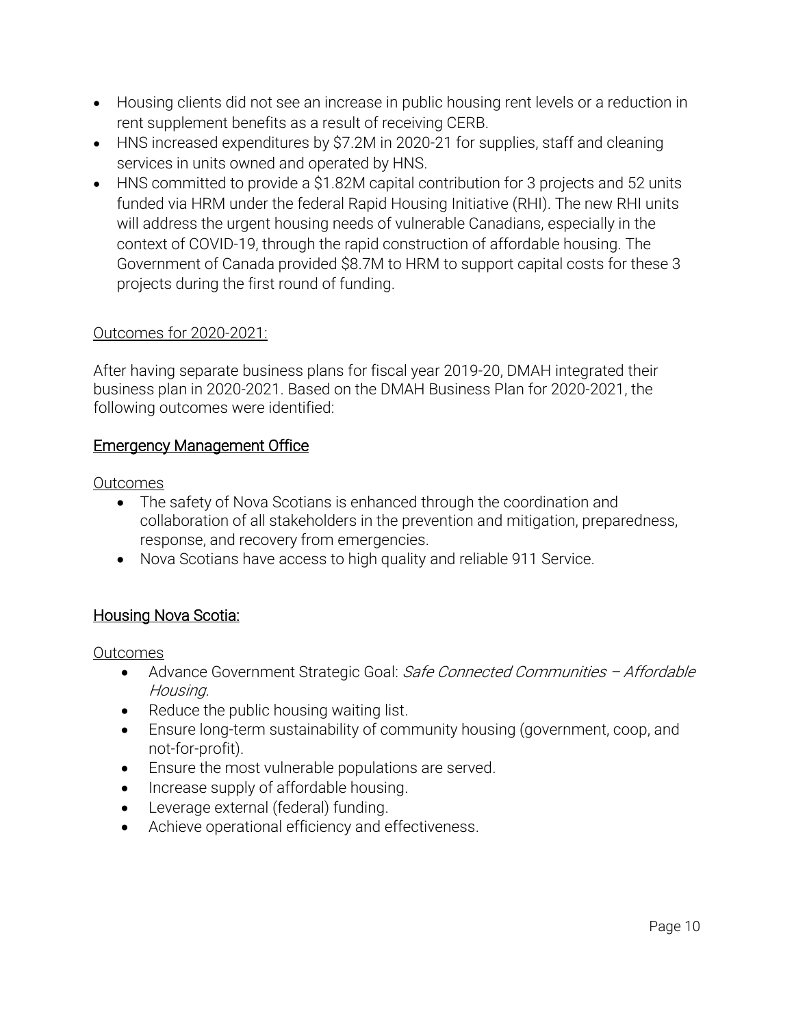- Housing clients did not see an increase in public housing rent levels or a reduction in rent supplement benefits as a result of receiving CERB.
- HNS increased expenditures by $7.2M in 2020-21 for supplies, staff and cleaning services in units owned and operated by HNS.
- HNS committed to provide a $1.82M capital contribution for 3 projects and 52 units funded via HRM under the federal Rapid Housing Initiative (RHI). The new RHI units will address the urgent housing needs of vulnerable Canadians, especially in the context of COVID-19, through the rapid construction of affordable housing. The Government of Canada provided $8.7M to HRM to support capital costs for these 3 projects during the first round of funding.

Outcomes for 2020-2021:

After having separate business plans for fiscal year 2019-20, DMAH integrated their business plan in 2020-2021. Based on the DMAH Business Plan for 2020-2021, the following outcomes were identified:

## Emergency Management Office

Outcomes

- The safety of Nova Scotians is enhanced through the coordination and collaboration of all stakeholders in the prevention and mitigation, preparedness, response, and recovery from emergencies.
- Nova Scotians have access to high quality and reliable 911 Service.

## Housing Nova Scotia:

Outcomes

- Advance Government Strategic Goal: *Safe Connected Communities – Affordable Housing.*
- Reduce the public housing waiting list.
- Ensure long-term sustainability of community housing (government, coop, and not-for-profit).
- Ensure the most vulnerable populations are served.
- Increase supply of affordable housing.
- Leverage external (federal) funding.
- Achieve operational efficiency and effectiveness.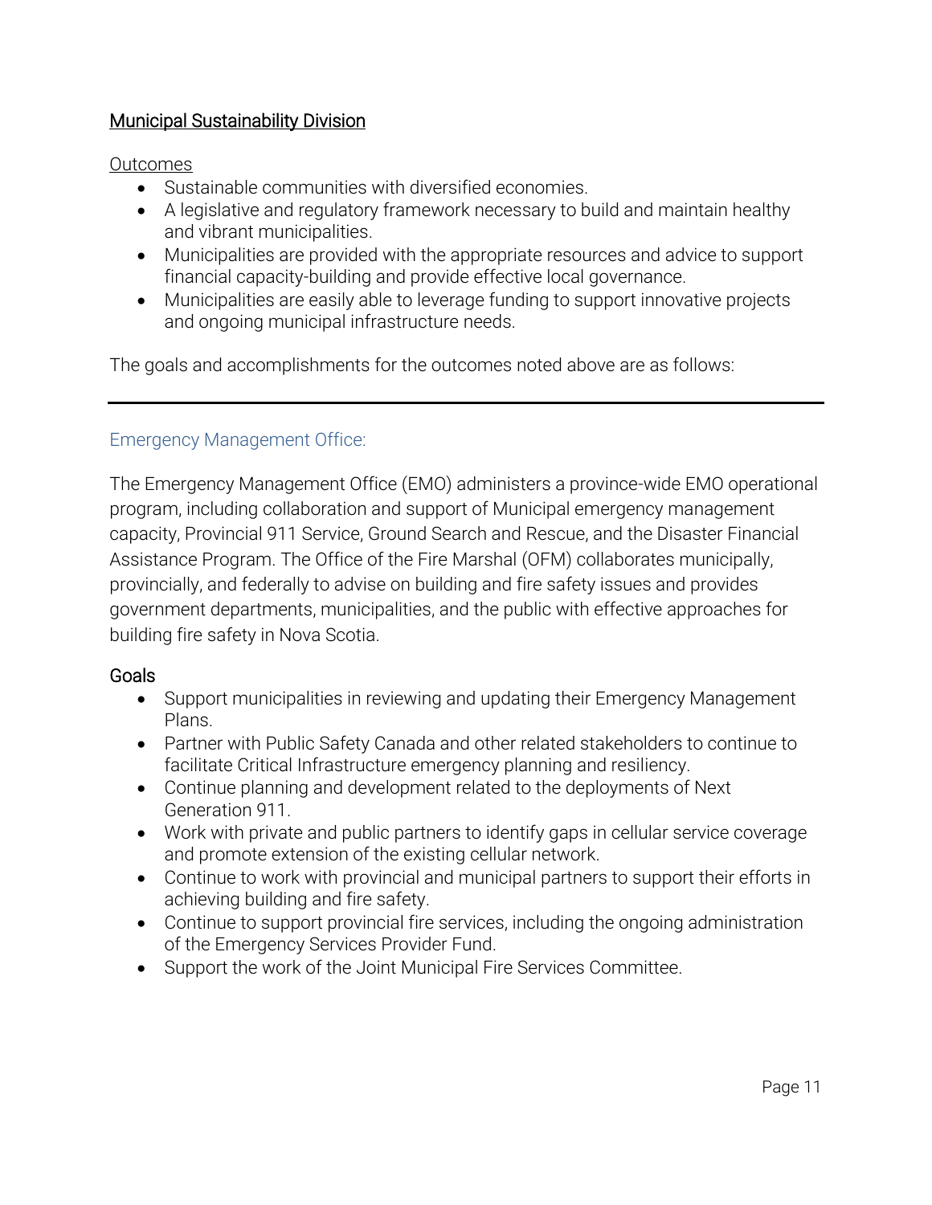## Municipal Sustainability Division

### Outcomes

- Sustainable communities with diversified economies.
- A legislative and regulatory framework necessary to build and maintain healthy and vibrant municipalities.
- Municipalities are provided with the appropriate resources and advice to support financial capacity-building and provide effective local governance.
- Municipalities are easily able to leverage funding to support innovative projects and ongoing municipal infrastructure needs.

The goals and accomplishments for the outcomes noted above are as follows:

---

### Emergency Management Office:

The Emergency Management Office (EMO) administers a province-wide EMO operational program, including collaboration and support of Municipal emergency management capacity, Provincial 911 Service, Ground Search and Rescue, and the Disaster Financial Assistance Program. The Office of the Fire Marshal (OFM) collaborates municipally, provincially, and federally to advise on building and fire safety issues and provides government departments, municipalities, and the public with effective approaches for building fire safety in Nova Scotia.

#### Goals

- Support municipalities in reviewing and updating their Emergency Management Plans.
- Partner with Public Safety Canada and other related stakeholders to continue to facilitate Critical Infrastructure emergency planning and resiliency.
- Continue planning and development related to the deployments of Next Generation 911.
- Work with private and public partners to identify gaps in cellular service coverage and promote extension of the existing cellular network.
- Continue to work with provincial and municipal partners to support their efforts in achieving building and fire safety.
- Continue to support provincial fire services, including the ongoing administration of the Emergency Services Provider Fund.
- Support the work of the Joint Municipal Fire Services Committee.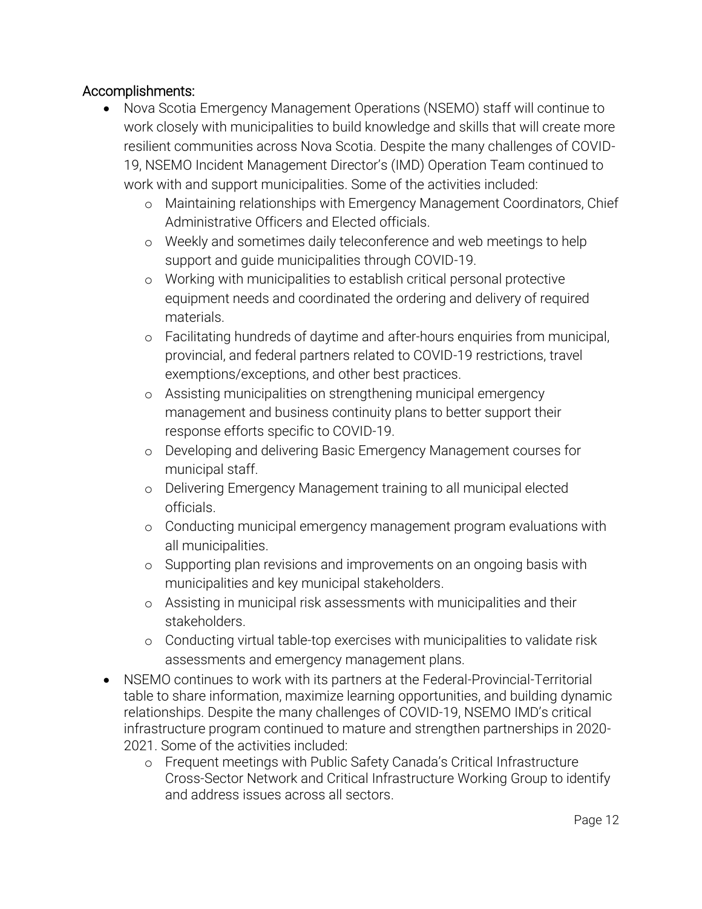Accomplishments:

- Nova Scotia Emergency Management Operations (NSEMO) staff will continue to work closely with municipalities to build knowledge and skills that will create more resilient communities across Nova Scotia. Despite the many challenges of COVID-19, NSEMO Incident Management Director's (IMD) Operation Team continued to work with and support municipalities. Some of the activities included:
  - Maintaining relationships with Emergency Management Coordinators, Chief Administrative Officers and Elected officials.
  - Weekly and sometimes daily teleconference and web meetings to help support and guide municipalities through COVID-19.
  - Working with municipalities to establish critical personal protective equipment needs and coordinated the ordering and delivery of required materials.
  - Facilitating hundreds of daytime and after-hours enquiries from municipal, provincial, and federal partners related to COVID-19 restrictions, travel exemptions/exceptions, and other best practices.
  - Assisting municipalities on strengthening municipal emergency management and business continuity plans to better support their response efforts specific to COVID-19.
  - Developing and delivering Basic Emergency Management courses for municipal staff.
  - Delivering Emergency Management training to all municipal elected officials.
  - Conducting municipal emergency management program evaluations with all municipalities.
  - Supporting plan revisions and improvements on an ongoing basis with municipalities and key municipal stakeholders.
  - Assisting in municipal risk assessments with municipalities and their stakeholders.
  - Conducting virtual table-top exercises with municipalities to validate risk assessments and emergency management plans.
- NSEMO continues to work with its partners at the Federal-Provincial-Territorial table to share information, maximize learning opportunities, and building dynamic relationships. Despite the many challenges of COVID-19, NSEMO IMD's critical infrastructure program continued to mature and strengthen partnerships in 2020-2021. Some of the activities included:
  - Frequent meetings with Public Safety Canada's Critical Infrastructure Cross-Sector Network and Critical Infrastructure Working Group to identify and address issues across all sectors.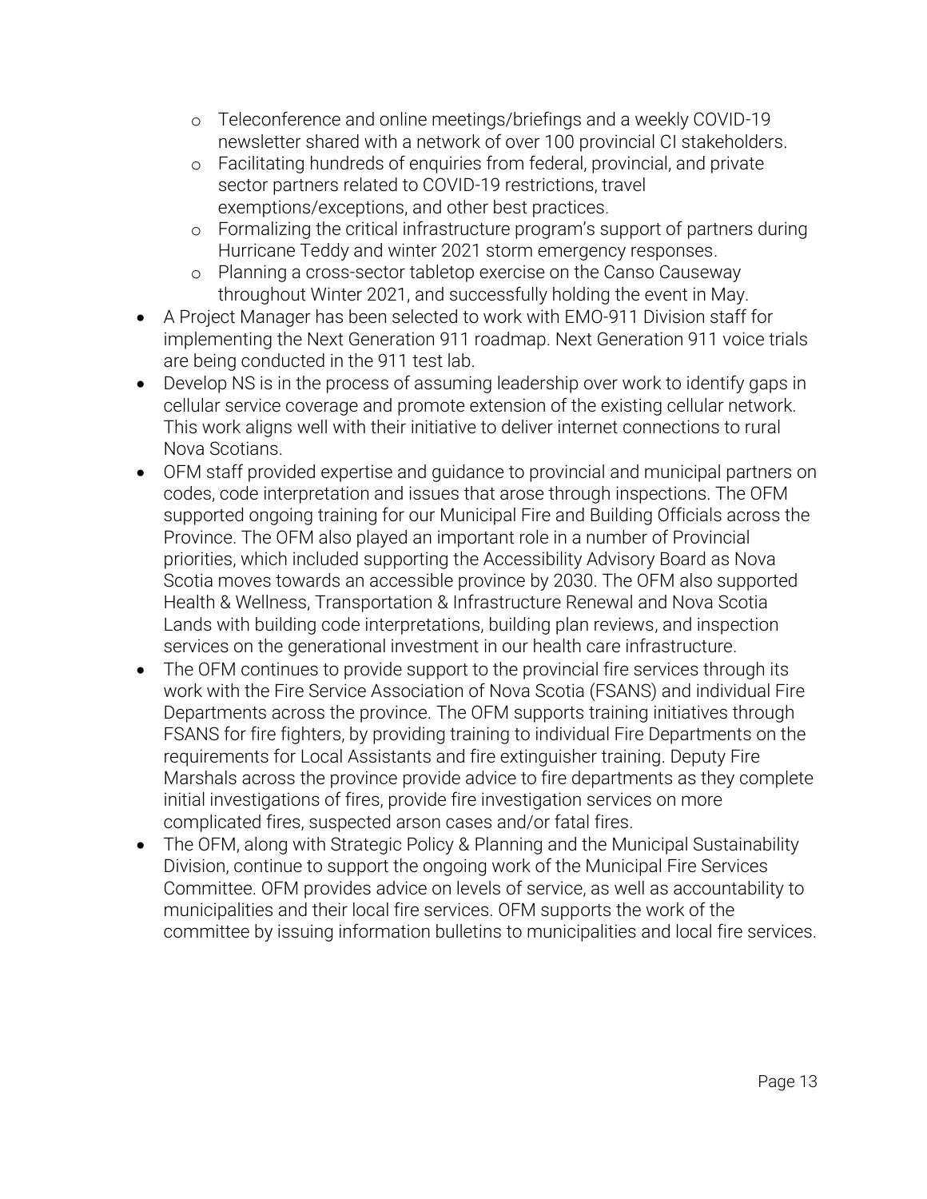- Teleconference and online meetings/briefings and a weekly COVID-19 newsletter shared with a network of over 100 provincial CI stakeholders.
  - Facilitating hundreds of enquiries from federal, provincial, and private sector partners related to COVID-19 restrictions, travel exemptions/exceptions, and other best practices.
  - Formalizing the critical infrastructure program's support of partners during Hurricane Teddy and winter 2021 storm emergency responses.
  - Planning a cross-sector tabletop exercise on the Canso Causeway throughout Winter 2021, and successfully holding the event in May.
- A Project Manager has been selected to work with EMO-911 Division staff for implementing the Next Generation 911 roadmap. Next Generation 911 voice trials are being conducted in the 911 test lab.
- Develop NS is in the process of assuming leadership over work to identify gaps in cellular service coverage and promote extension of the existing cellular network. This work aligns well with their initiative to deliver internet connections to rural Nova Scotians.
- OFM staff provided expertise and guidance to provincial and municipal partners on codes, code interpretation and issues that arose through inspections. The OFM supported ongoing training for our Municipal Fire and Building Officials across the Province. The OFM also played an important role in a number of Provincial priorities, which included supporting the Accessibility Advisory Board as Nova Scotia moves towards an accessible province by 2030. The OFM also supported Health & Wellness, Transportation & Infrastructure Renewal and Nova Scotia Lands with building code interpretations, building plan reviews, and inspection services on the generational investment in our health care infrastructure.
- The OFM continues to provide support to the provincial fire services through its work with the Fire Service Association of Nova Scotia (FSANS) and individual Fire Departments across the province. The OFM supports training initiatives through FSANS for fire fighters, by providing training to individual Fire Departments on the requirements for Local Assistants and fire extinguisher training. Deputy Fire Marshals across the province provide advice to fire departments as they complete initial investigations of fires, provide fire investigation services on more complicated fires, suspected arson cases and/or fatal fires.
- The OFM, along with Strategic Policy & Planning and the Municipal Sustainability Division, continue to support the ongoing work of the Municipal Fire Services Committee. OFM provides advice on levels of service, as well as accountability to municipalities and their local fire services. OFM supports the work of the committee by issuing information bulletins to municipalities and local fire services.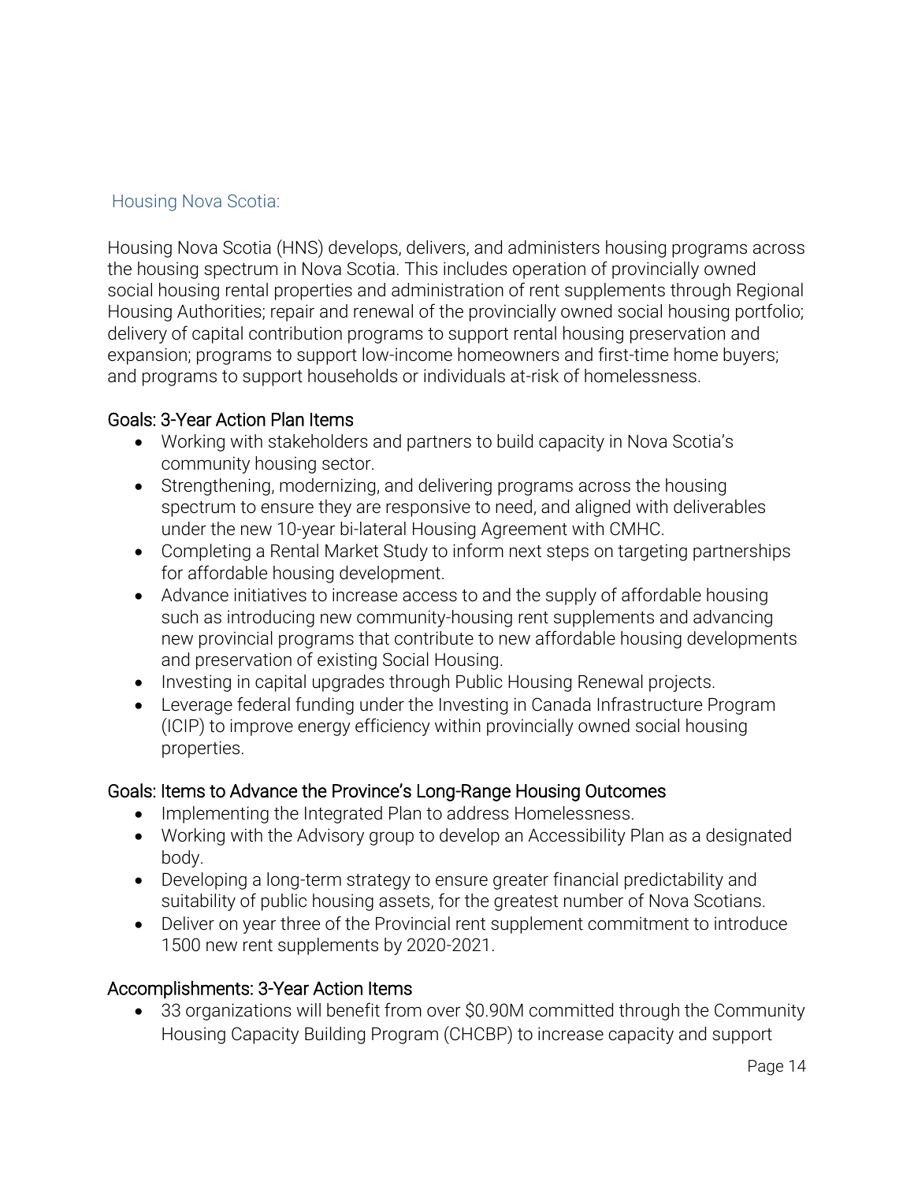## Housing Nova Scotia:

Housing Nova Scotia (HNS) develops, delivers, and administers housing programs across the housing spectrum in Nova Scotia. This includes operation of provincially owned social housing rental properties and administration of rent supplements through Regional Housing Authorities; repair and renewal of the provincially owned social housing portfolio; delivery of capital contribution programs to support rental housing preservation and expansion; programs to support low-income homeowners and first-time home buyers; and programs to support households or individuals at-risk of homelessness.

### Goals: 3-Year Action Plan Items

- Working with stakeholders and partners to build capacity in Nova Scotia's community housing sector.
- Strengthening, modernizing, and delivering programs across the housing spectrum to ensure they are responsive to need, and aligned with deliverables under the new 10-year bi-lateral Housing Agreement with CMHC.
- Completing a Rental Market Study to inform next steps on targeting partnerships for affordable housing development.
- Advance initiatives to increase access to and the supply of affordable housing such as introducing new community-housing rent supplements and advancing new provincial programs that contribute to new affordable housing developments and preservation of existing Social Housing.
- Investing in capital upgrades through Public Housing Renewal projects.
- Leverage federal funding under the Investing in Canada Infrastructure Program (ICIP) to improve energy efficiency within provincially owned social housing properties.

### Goals: Items to Advance the Province's Long-Range Housing Outcomes

- Implementing the Integrated Plan to address Homelessness.
- Working with the Advisory group to develop an Accessibility Plan as a designated body.
- Developing a long-term strategy to ensure greater financial predictability and suitability of public housing assets, for the greatest number of Nova Scotians.
- Deliver on year three of the Provincial rent supplement commitment to introduce 1500 new rent supplements by 2020-2021.

### Accomplishments: 3-Year Action Items

- 33 organizations will benefit from over $0.90M committed through the Community Housing Capacity Building Program (CHCBP) to increase capacity and support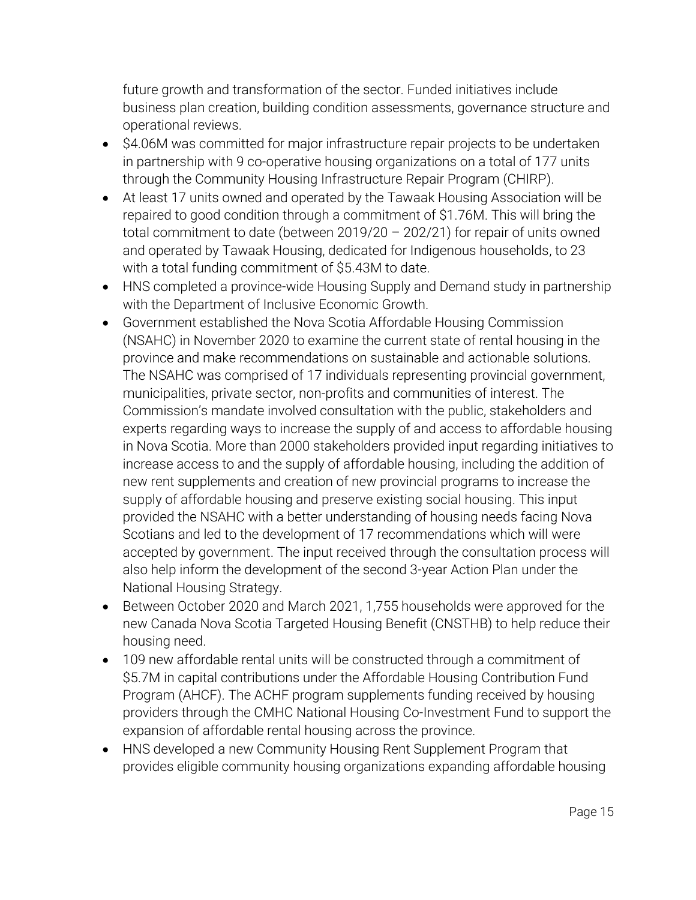future growth and transformation of the sector. Funded initiatives include business plan creation, building condition assessments, governance structure and operational reviews.

- $4.06M was committed for major infrastructure repair projects to be undertaken in partnership with 9 co-operative housing organizations on a total of 177 units through the Community Housing Infrastructure Repair Program (CHIRP).
- At least 17 units owned and operated by the Tawaak Housing Association will be repaired to good condition through a commitment of $1.76M. This will bring the total commitment to date (between 2019/20 – 202/21) for repair of units owned and operated by Tawaak Housing, dedicated for Indigenous households, to 23 with a total funding commitment of $5.43M to date.
- HNS completed a province-wide Housing Supply and Demand study in partnership with the Department of Inclusive Economic Growth.
- Government established the Nova Scotia Affordable Housing Commission (NSAHC) in November 2020 to examine the current state of rental housing in the province and make recommendations on sustainable and actionable solutions. The NSAHC was comprised of 17 individuals representing provincial government, municipalities, private sector, non-profits and communities of interest. The Commission's mandate involved consultation with the public, stakeholders and experts regarding ways to increase the supply of and access to affordable housing in Nova Scotia. More than 2000 stakeholders provided input regarding initiatives to increase access to and the supply of affordable housing, including the addition of new rent supplements and creation of new provincial programs to increase the supply of affordable housing and preserve existing social housing. This input provided the NSAHC with a better understanding of housing needs facing Nova Scotians and led to the development of 17 recommendations which will were accepted by government. The input received through the consultation process will also help inform the development of the second 3-year Action Plan under the National Housing Strategy.
- Between October 2020 and March 2021, 1,755 households were approved for the new Canada Nova Scotia Targeted Housing Benefit (CNSTHB) to help reduce their housing need.
- 109 new affordable rental units will be constructed through a commitment of $5.7M in capital contributions under the Affordable Housing Contribution Fund Program (AHCF). The ACHF program supplements funding received by housing providers through the CMHC National Housing Co-Investment Fund to support the expansion of affordable rental housing across the province.
- HNS developed a new Community Housing Rent Supplement Program that provides eligible community housing organizations expanding affordable housing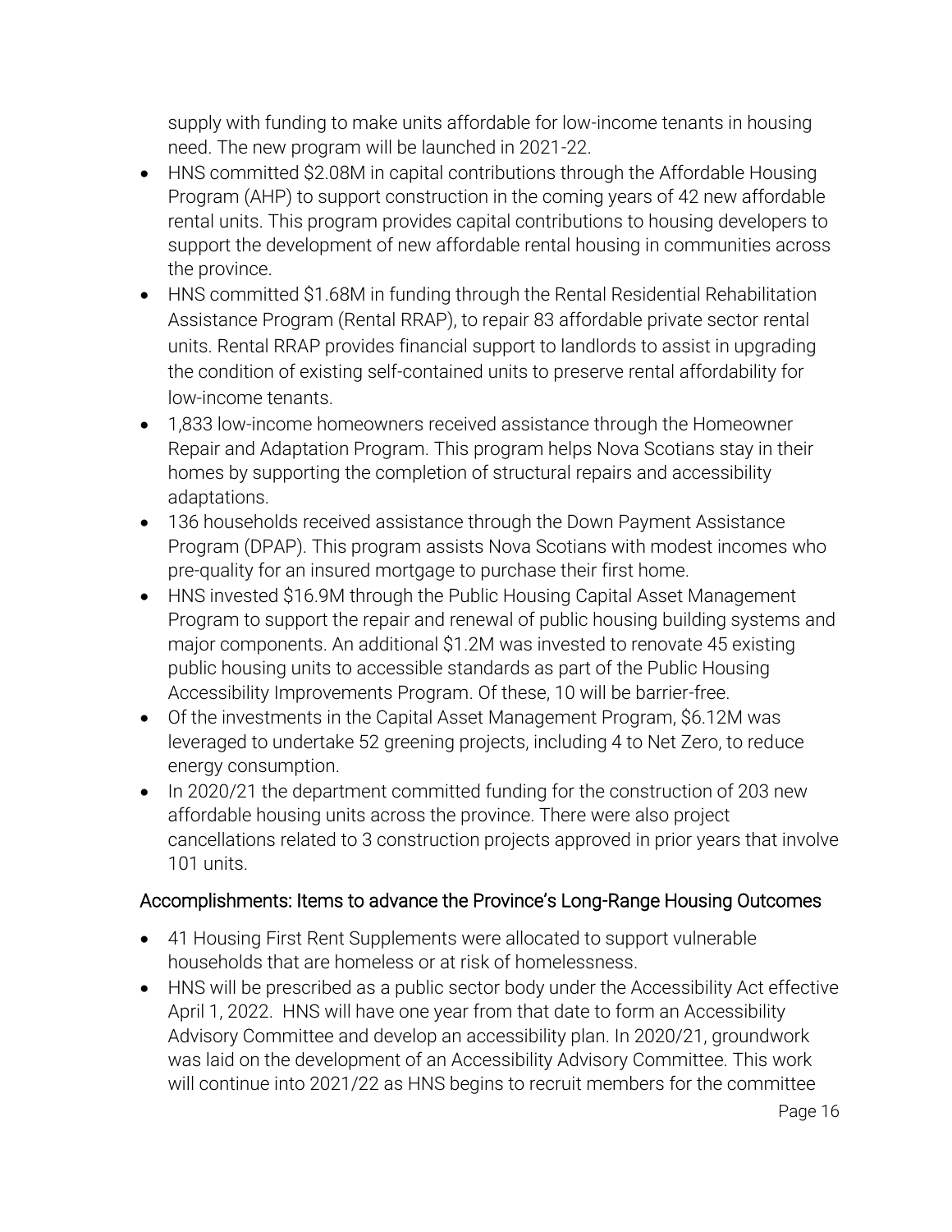supply with funding to make units affordable for low-income tenants in housing need. The new program will be launched in 2021-22.

- HNS committed $2.08M in capital contributions through the Affordable Housing Program (AHP) to support construction in the coming years of 42 new affordable rental units. This program provides capital contributions to housing developers to support the development of new affordable rental housing in communities across the province.
- HNS committed $1.68M in funding through the Rental Residential Rehabilitation Assistance Program (Rental RRAP), to repair 83 affordable private sector rental units. Rental RRAP provides financial support to landlords to assist in upgrading the condition of existing self-contained units to preserve rental affordability for low-income tenants.
- 1,833 low-income homeowners received assistance through the Homeowner Repair and Adaptation Program. This program helps Nova Scotians stay in their homes by supporting the completion of structural repairs and accessibility adaptations.
- 136 households received assistance through the Down Payment Assistance Program (DPAP). This program assists Nova Scotians with modest incomes who pre-quality for an insured mortgage to purchase their first home.
- HNS invested $16.9M through the Public Housing Capital Asset Management Program to support the repair and renewal of public housing building systems and major components. An additional $1.2M was invested to renovate 45 existing public housing units to accessible standards as part of the Public Housing Accessibility Improvements Program. Of these, 10 will be barrier-free.
- Of the investments in the Capital Asset Management Program, $6.12M was leveraged to undertake 52 greening projects, including 4 to Net Zero, to reduce energy consumption.
- In 2020/21 the department committed funding for the construction of 203 new affordable housing units across the province. There were also project cancellations related to 3 construction projects approved in prior years that involve 101 units.

### Accomplishments: Items to advance the Province's Long-Range Housing Outcomes

- 41 Housing First Rent Supplements were allocated to support vulnerable households that are homeless or at risk of homelessness.
- HNS will be prescribed as a public sector body under the Accessibility Act effective April 1, 2022. HNS will have one year from that date to form an Accessibility Advisory Committee and develop an accessibility plan. In 2020/21, groundwork was laid on the development of an Accessibility Advisory Committee. This work will continue into 2021/22 as HNS begins to recruit members for the committee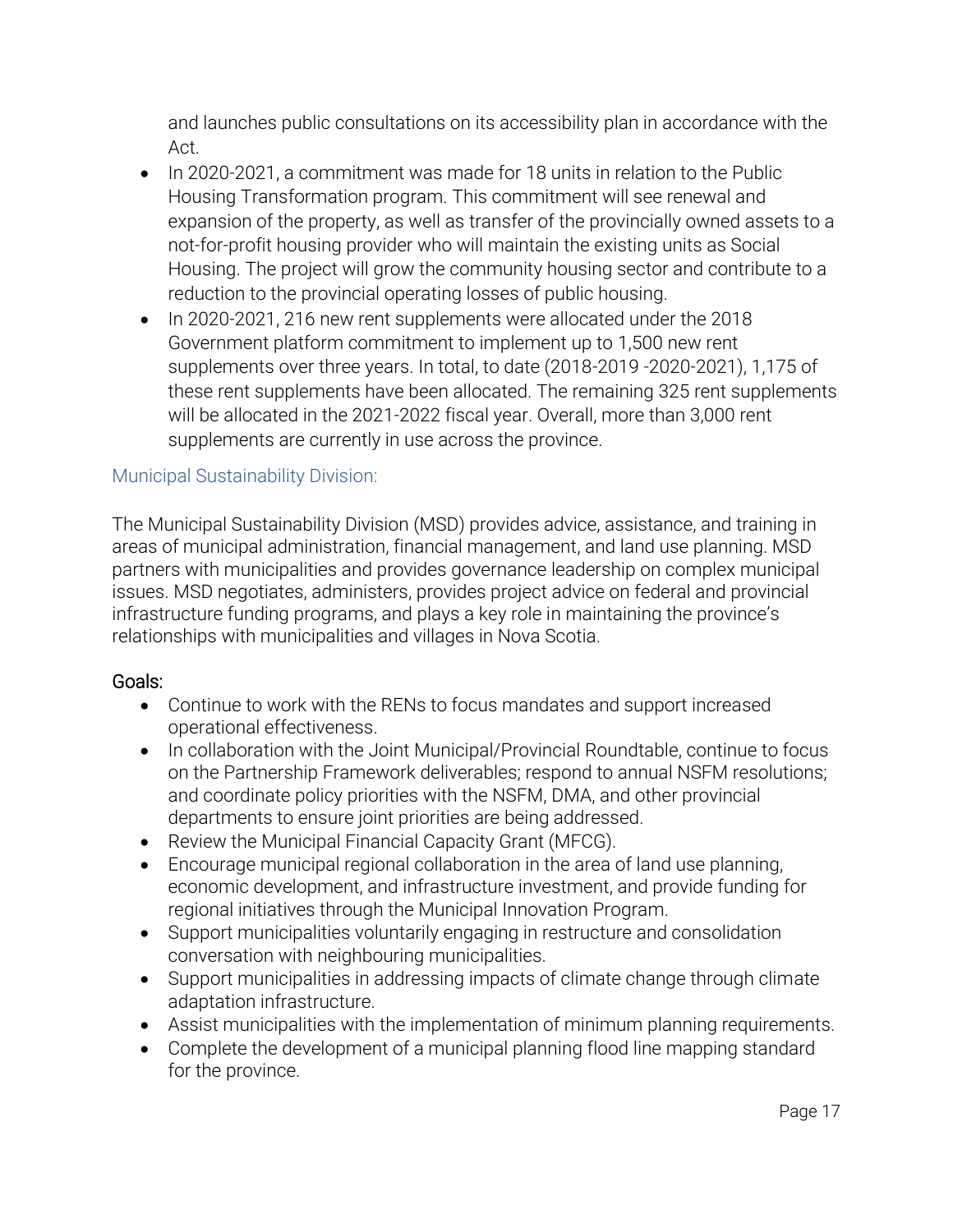and launches public consultations on its accessibility plan in accordance with the Act.

- In 2020-2021, a commitment was made for 18 units in relation to the Public Housing Transformation program. This commitment will see renewal and expansion of the property, as well as transfer of the provincially owned assets to a not-for-profit housing provider who will maintain the existing units as Social Housing. The project will grow the community housing sector and contribute to a reduction to the provincial operating losses of public housing.
- In 2020-2021, 216 new rent supplements were allocated under the 2018 Government platform commitment to implement up to 1,500 new rent supplements over three years. In total, to date (2018-2019 -2020-2021), 1,175 of these rent supplements have been allocated. The remaining 325 rent supplements will be allocated in the 2021-2022 fiscal year. Overall, more than 3,000 rent supplements are currently in use across the province.

### Municipal Sustainability Division:

The Municipal Sustainability Division (MSD) provides advice, assistance, and training in areas of municipal administration, financial management, and land use planning. MSD partners with municipalities and provides governance leadership on complex municipal issues. MSD negotiates, administers, provides project advice on federal and provincial infrastructure funding programs, and plays a key role in maintaining the province's relationships with municipalities and villages in Nova Scotia.

#### Goals:

- Continue to work with the RENs to focus mandates and support increased operational effectiveness.
- In collaboration with the Joint Municipal/Provincial Roundtable, continue to focus on the Partnership Framework deliverables; respond to annual NSFM resolutions; and coordinate policy priorities with the NSFM, DMA, and other provincial departments to ensure joint priorities are being addressed.
- Review the Municipal Financial Capacity Grant (MFCG).
- Encourage municipal regional collaboration in the area of land use planning, economic development, and infrastructure investment, and provide funding for regional initiatives through the Municipal Innovation Program.
- Support municipalities voluntarily engaging in restructure and consolidation conversation with neighbouring municipalities.
- Support municipalities in addressing impacts of climate change through climate adaptation infrastructure.
- Assist municipalities with the implementation of minimum planning requirements.
- Complete the development of a municipal planning flood line mapping standard for the province.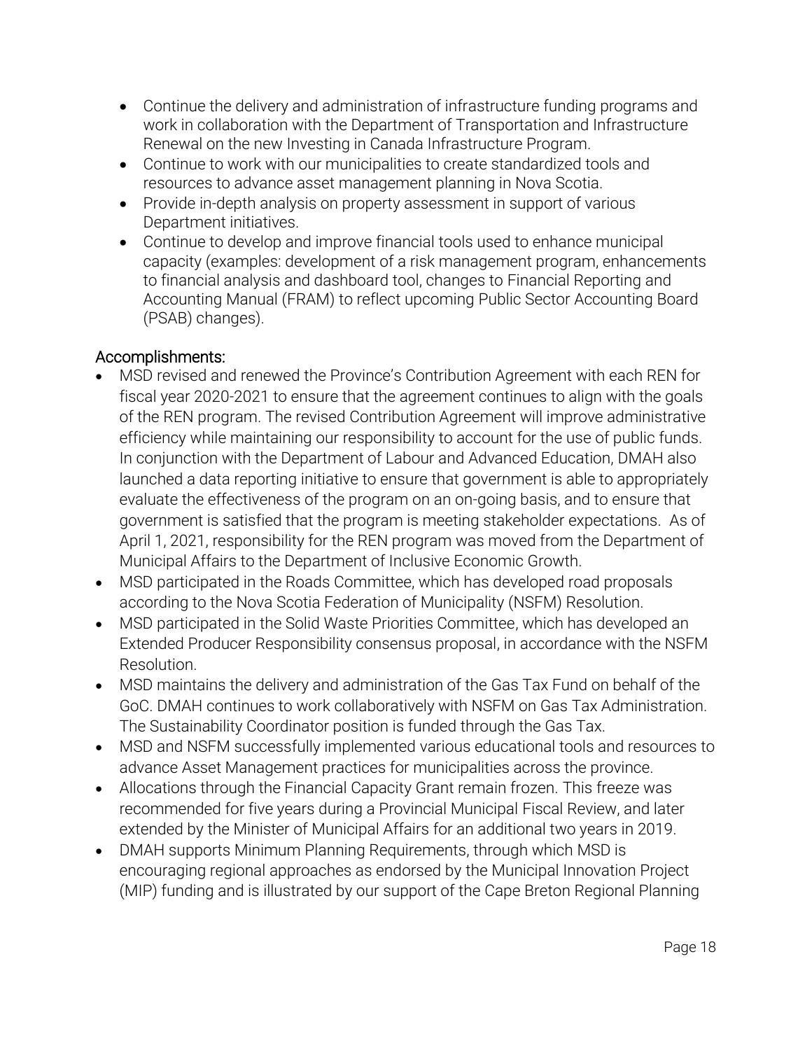- Continue the delivery and administration of infrastructure funding programs and work in collaboration with the Department of Transportation and Infrastructure Renewal on the new Investing in Canada Infrastructure Program.
- Continue to work with our municipalities to create standardized tools and resources to advance asset management planning in Nova Scotia.
- Provide in-depth analysis on property assessment in support of various Department initiatives.
- Continue to develop and improve financial tools used to enhance municipal capacity (examples: development of a risk management program, enhancements to financial analysis and dashboard tool, changes to Financial Reporting and Accounting Manual (FRAM) to reflect upcoming Public Sector Accounting Board (PSAB) changes).

## Accomplishments:

- MSD revised and renewed the Province's Contribution Agreement with each REN for fiscal year 2020-2021 to ensure that the agreement continues to align with the goals of the REN program. The revised Contribution Agreement will improve administrative efficiency while maintaining our responsibility to account for the use of public funds. In conjunction with the Department of Labour and Advanced Education, DMAH also launched a data reporting initiative to ensure that government is able to appropriately evaluate the effectiveness of the program on an on-going basis, and to ensure that government is satisfied that the program is meeting stakeholder expectations. As of April 1, 2021, responsibility for the REN program was moved from the Department of Municipal Affairs to the Department of Inclusive Economic Growth.
- MSD participated in the Roads Committee, which has developed road proposals according to the Nova Scotia Federation of Municipality (NSFM) Resolution.
- MSD participated in the Solid Waste Priorities Committee, which has developed an Extended Producer Responsibility consensus proposal, in accordance with the NSFM Resolution.
- MSD maintains the delivery and administration of the Gas Tax Fund on behalf of the GoC. DMAH continues to work collaboratively with NSFM on Gas Tax Administration. The Sustainability Coordinator position is funded through the Gas Tax.
- MSD and NSFM successfully implemented various educational tools and resources to advance Asset Management practices for municipalities across the province.
- Allocations through the Financial Capacity Grant remain frozen. This freeze was recommended for five years during a Provincial Municipal Fiscal Review, and later extended by the Minister of Municipal Affairs for an additional two years in 2019.
- DMAH supports Minimum Planning Requirements, through which MSD is encouraging regional approaches as endorsed by the Municipal Innovation Project (MIP) funding and is illustrated by our support of the Cape Breton Regional Planning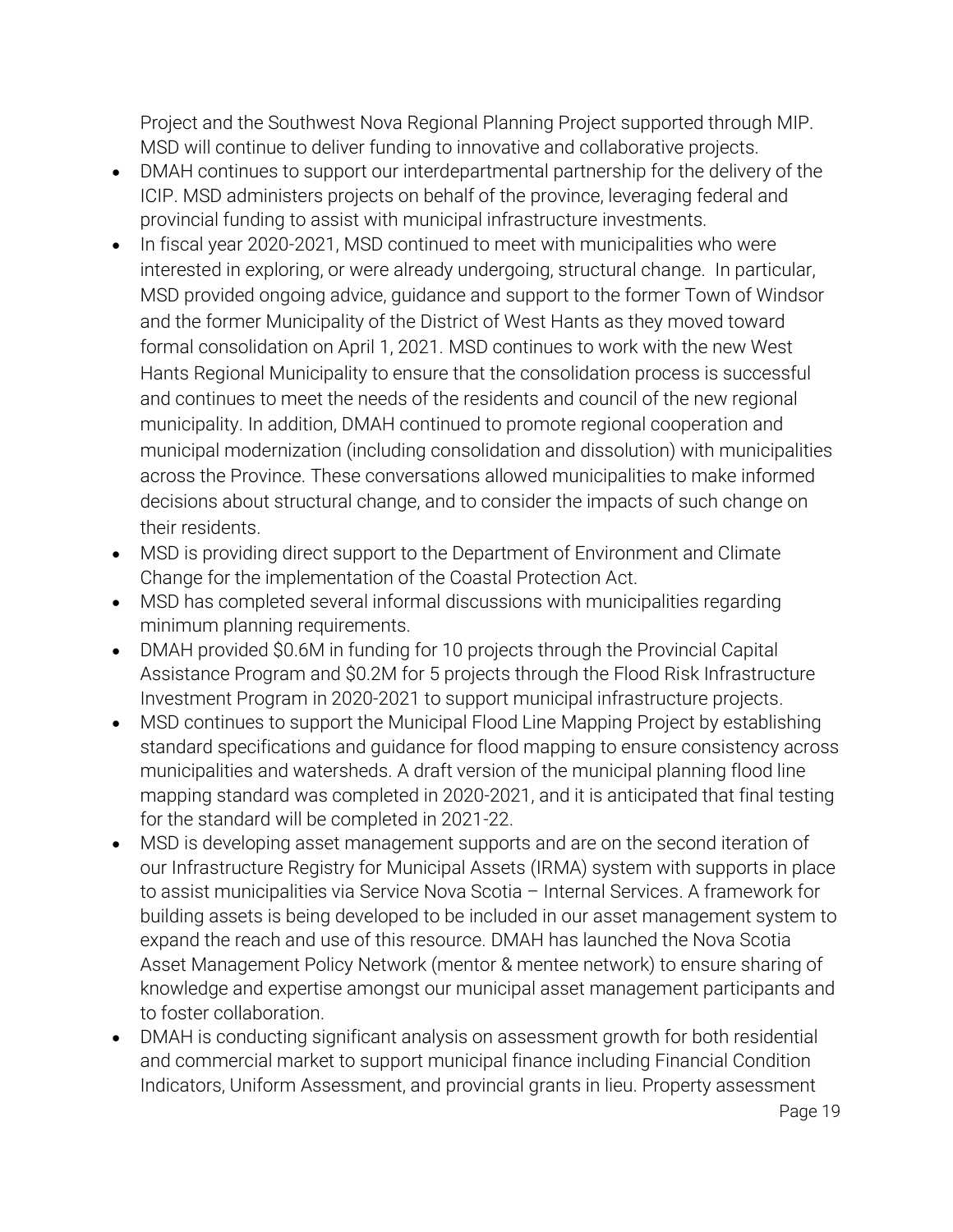Project and the Southwest Nova Regional Planning Project supported through MIP. MSD will continue to deliver funding to innovative and collaborative projects.

- DMAH continues to support our interdepartmental partnership for the delivery of the ICIP. MSD administers projects on behalf of the province, leveraging federal and provincial funding to assist with municipal infrastructure investments.
- In fiscal year 2020-2021, MSD continued to meet with municipalities who were interested in exploring, or were already undergoing, structural change. In particular, MSD provided ongoing advice, guidance and support to the former Town of Windsor and the former Municipality of the District of West Hants as they moved toward formal consolidation on April 1, 2021. MSD continues to work with the new West Hants Regional Municipality to ensure that the consolidation process is successful and continues to meet the needs of the residents and council of the new regional municipality. In addition, DMAH continued to promote regional cooperation and municipal modernization (including consolidation and dissolution) with municipalities across the Province. These conversations allowed municipalities to make informed decisions about structural change, and to consider the impacts of such change on their residents.
- MSD is providing direct support to the Department of Environment and Climate Change for the implementation of the Coastal Protection Act.
- MSD has completed several informal discussions with municipalities regarding minimum planning requirements.
- DMAH provided $0.6M in funding for 10 projects through the Provincial Capital Assistance Program and $0.2M for 5 projects through the Flood Risk Infrastructure Investment Program in 2020-2021 to support municipal infrastructure projects.
- MSD continues to support the Municipal Flood Line Mapping Project by establishing standard specifications and guidance for flood mapping to ensure consistency across municipalities and watersheds. A draft version of the municipal planning flood line mapping standard was completed in 2020-2021, and it is anticipated that final testing for the standard will be completed in 2021-22.
- MSD is developing asset management supports and are on the second iteration of our Infrastructure Registry for Municipal Assets (IRMA) system with supports in place to assist municipalities via Service Nova Scotia – Internal Services. A framework for building assets is being developed to be included in our asset management system to expand the reach and use of this resource. DMAH has launched the Nova Scotia Asset Management Policy Network (mentor & mentee network) to ensure sharing of knowledge and expertise amongst our municipal asset management participants and to foster collaboration.
- DMAH is conducting significant analysis on assessment growth for both residential and commercial market to support municipal finance including Financial Condition Indicators, Uniform Assessment, and provincial grants in lieu. Property assessment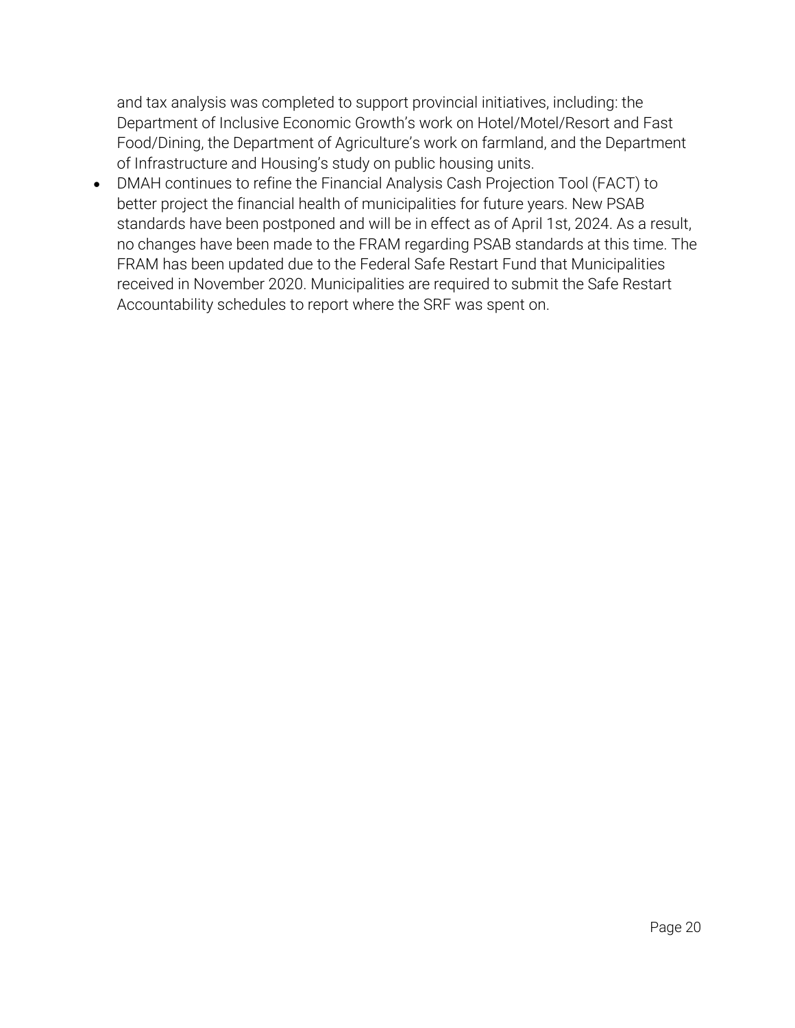and tax analysis was completed to support provincial initiatives, including: the Department of Inclusive Economic Growth's work on Hotel/Motel/Resort and Fast Food/Dining, the Department of Agriculture's work on farmland, and the Department of Infrastructure and Housing's study on public housing units.

- DMAH continues to refine the Financial Analysis Cash Projection Tool (FACT) to better project the financial health of municipalities for future years. New PSAB standards have been postponed and will be in effect as of April 1st, 2024. As a result, no changes have been made to the FRAM regarding PSAB standards at this time. The FRAM has been updated due to the Federal Safe Restart Fund that Municipalities received in November 2020. Municipalities are required to submit the Safe Restart Accountability schedules to report where the SRF was spent on.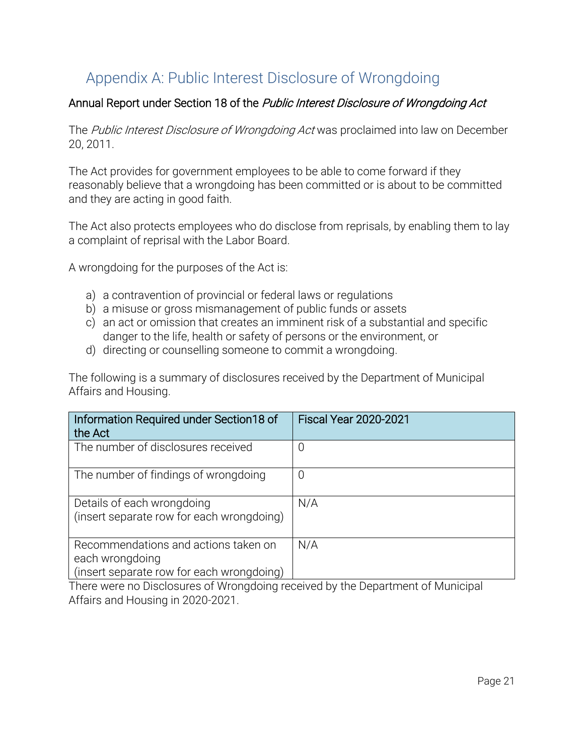# Appendix A: Public Interest Disclosure of Wrongdoing

## Annual Report under Section 18 of the *Public Interest Disclosure of Wrongdoing Act*

The *Public Interest Disclosure of Wrongdoing Act* was proclaimed into law on December 20, 2011.

The Act provides for government employees to be able to come forward if they reasonably believe that a wrongdoing has been committed or is about to be committed and they are acting in good faith.

The Act also protects employees who do disclose from reprisals, by enabling them to lay a complaint of reprisal with the Labor Board.

A wrongdoing for the purposes of the Act is:

a) a contravention of provincial or federal laws or regulations
b) a misuse or gross mismanagement of public funds or assets
c) an act or omission that creates an imminent risk of a substantial and specific danger to the life, health or safety of persons or the environment, or
d) directing or counselling someone to commit a wrongdoing.

The following is a summary of disclosures received by the Department of Municipal Affairs and Housing.

| Information Required under Section18 of the Act | Fiscal Year 2020-2021 |
|---|---|
| The number of disclosures received | 0 |
| The number of findings of wrongdoing | 0 |
| Details of each wrongdoing (insert separate row for each wrongdoing) | N/A |
| Recommendations and actions taken on each wrongdoing (insert separate row for each wrongdoing) | N/A |

There were no Disclosures of Wrongdoing received by the Department of Municipal Affairs and Housing in 2020-2021.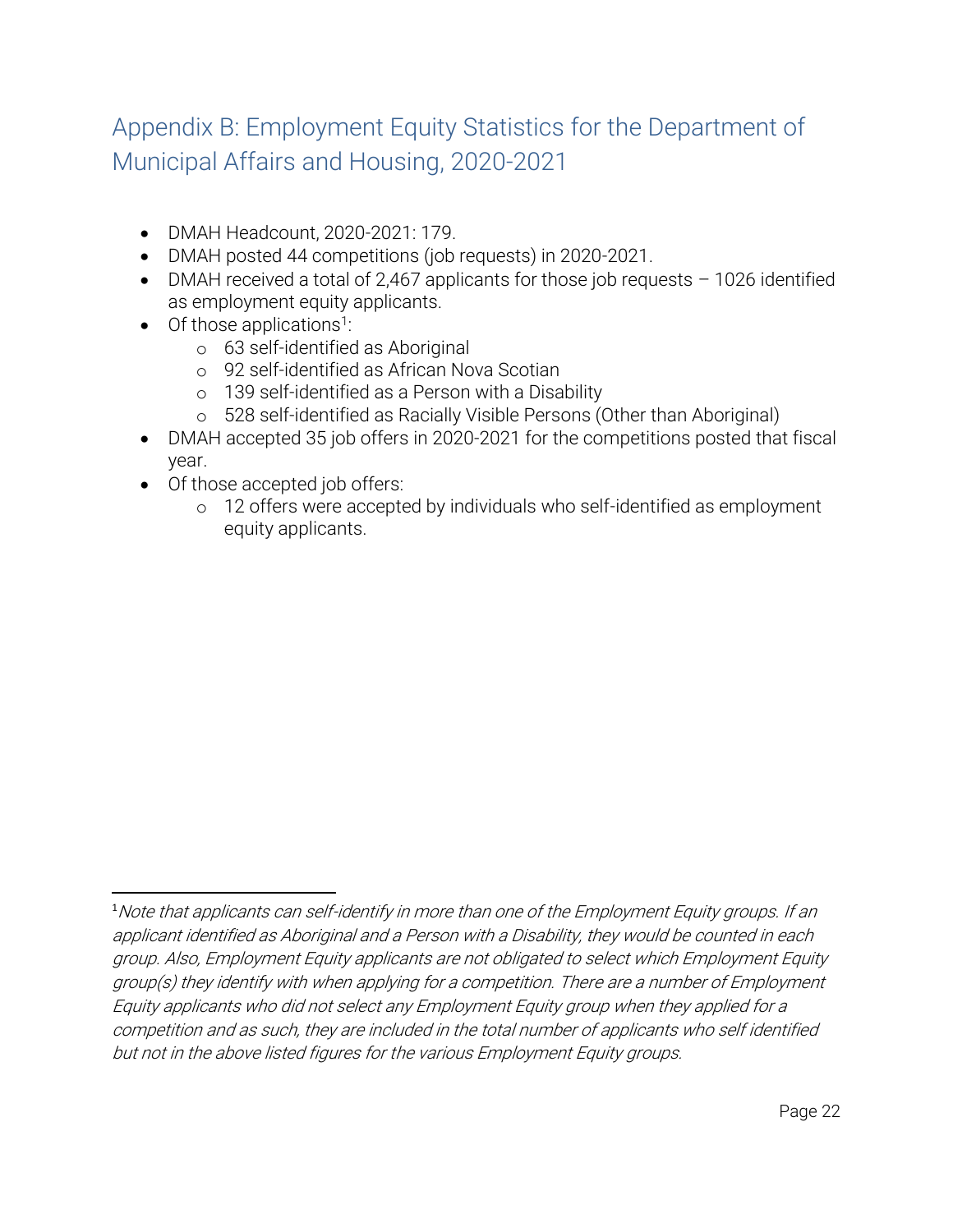## Appendix B: Employment Equity Statistics for the Department of Municipal Affairs and Housing, 2020-2021

- DMAH Headcount, 2020-2021: 179.
- DMAH posted 44 competitions (job requests) in 2020-2021.
- DMAH received a total of 2,467 applicants for those job requests – 1026 identified as employment equity applicants.
- Of those applications[1]:
  - 63 self-identified as Aboriginal
  - 92 self-identified as African Nova Scotian
  - 139 self-identified as a Person with a Disability
  - 528 self-identified as Racially Visible Persons (Other than Aboriginal)
- DMAH accepted 35 job offers in 2020-2021 for the competitions posted that fiscal year.
- Of those accepted job offers:
  - 12 offers were accepted by individuals who self-identified as employment equity applicants.

---

[1] *Note that applicants can self-identify in more than one of the Employment Equity groups. If an applicant identified as Aboriginal and a Person with a Disability, they would be counted in each group. Also, Employment Equity applicants are not obligated to select which Employment Equity group(s) they identify with when applying for a competition. There are a number of Employment Equity applicants who did not select any Employment Equity group when they applied for a competition and as such, they are included in the total number of applicants who self identified but not in the above listed figures for the various Employment Equity groups.*